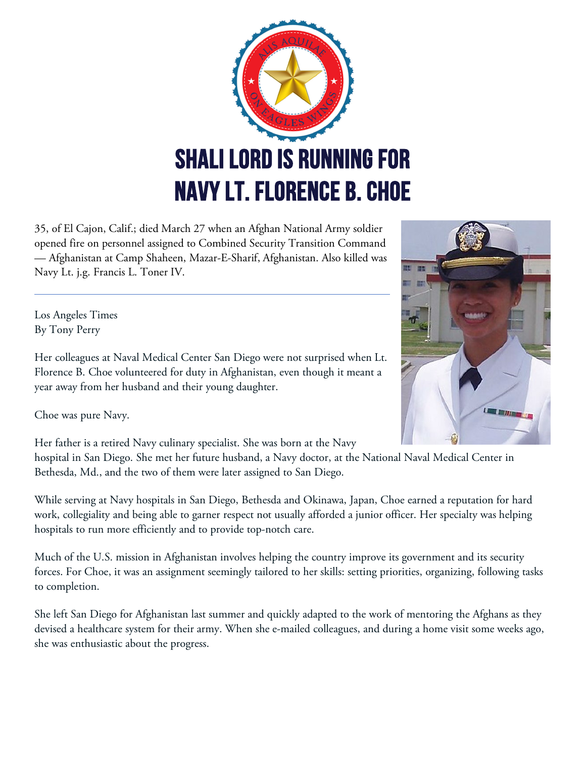# SHALI LORD IS RUNNING FOR NAVY LT. FLORENCE B. CHOE

35, of El Cajon, Calif.; died March 27 when an Afghan National Army soldier opened fire on personnel assigned to Combined Security Transition Command — Afghanistan at Camp Shaheen, Mazar-E-Sharif, Afghanistan. Also killed was Navy Lt. j.g. Francis L. Toner IV.

---

Los Angeles Times
By Tony Perry

Her colleagues at Naval Medical Center San Diego were not surprised when Lt. Florence B. Choe volunteered for duty in Afghanistan, even though it meant a year away from her husband and their young daughter.

Choe was pure Navy.

Her father is a retired Navy culinary specialist. She was born at the Navy hospital in San Diego. She met her future husband, a Navy doctor, at the National Naval Medical Center in Bethesda, Md., and the two of them were later assigned to San Diego.

While serving at Navy hospitals in San Diego, Bethesda and Okinawa, Japan, Choe earned a reputation for hard work, collegiality and being able to garner respect not usually afforded a junior officer. Her specialty was helping hospitals to run more efficiently and to provide top-notch care.

Much of the U.S. mission in Afghanistan involves helping the country improve its government and its security forces. For Choe, it was an assignment seemingly tailored to her skills: setting priorities, organizing, following tasks to completion.

She left San Diego for Afghanistan last summer and quickly adapted to the work of mentoring the Afghans as they devised a healthcare system for their army. When she e-mailed colleagues, and during a home visit some weeks ago, she was enthusiastic about the progress.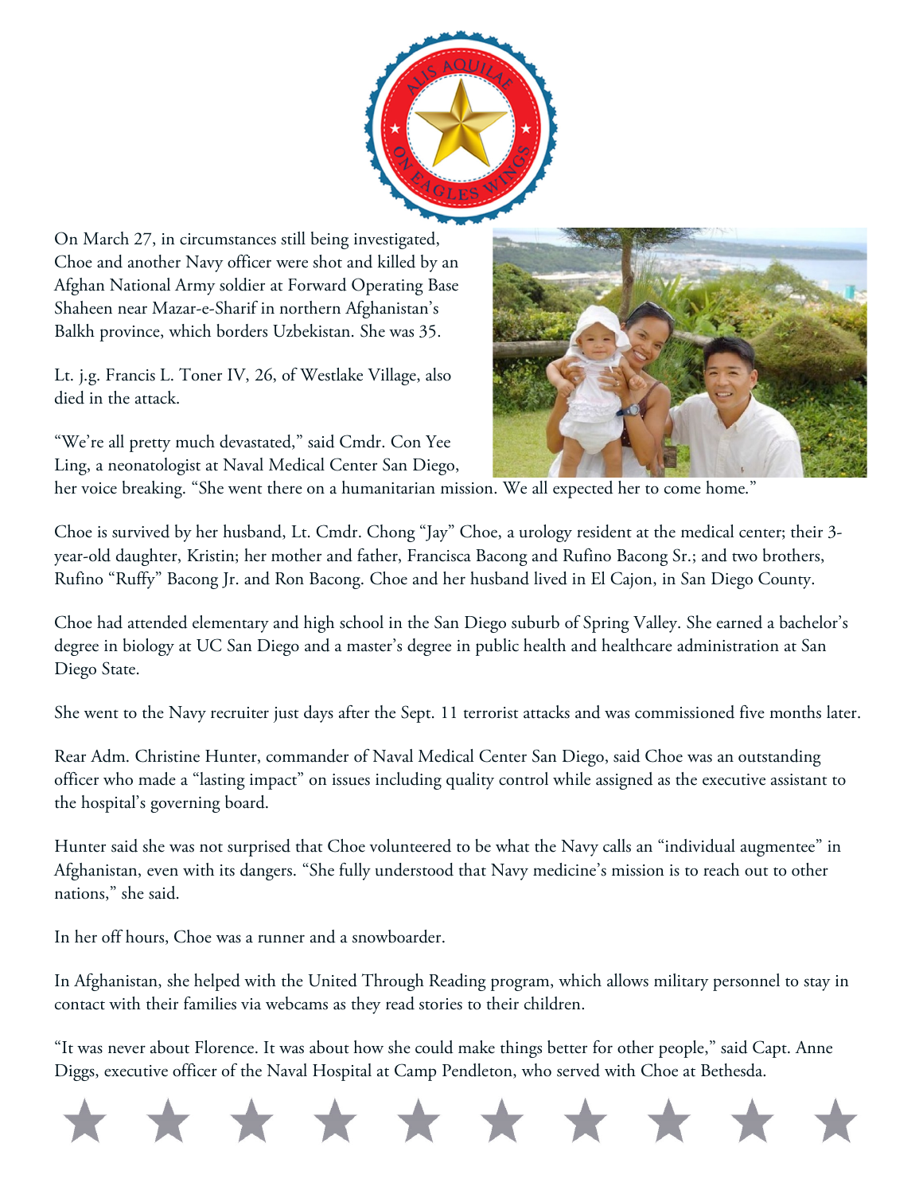On March 27, in circumstances still being investigated, Choe and another Navy officer were shot and killed by an Afghan National Army soldier at Forward Operating Base Shaheen near Mazar-e-Sharif in northern Afghanistan's Balkh province, which borders Uzbekistan. She was 35.

Lt. j.g. Francis L. Toner IV, 26, of Westlake Village, also died in the attack.

"We're all pretty much devastated," said Cmdr. Con Yee Ling, a neonatologist at Naval Medical Center San Diego, her voice breaking. "She went there on a humanitarian mission. We all expected her to come home."

Choe is survived by her husband, Lt. Cmdr. Chong "Jay" Choe, a urology resident at the medical center; their 3-year-old daughter, Kristin; her mother and father, Francisca Bacong and Rufino Bacong Sr.; and two brothers, Rufino "Ruffy" Bacong Jr. and Ron Bacong. Choe and her husband lived in El Cajon, in San Diego County.

Choe had attended elementary and high school in the San Diego suburb of Spring Valley. She earned a bachelor's degree in biology at UC San Diego and a master's degree in public health and healthcare administration at San Diego State.

She went to the Navy recruiter just days after the Sept. 11 terrorist attacks and was commissioned five months later.

Rear Adm. Christine Hunter, commander of Naval Medical Center San Diego, said Choe was an outstanding officer who made a "lasting impact" on issues including quality control while assigned as the executive assistant to the hospital's governing board.

Hunter said she was not surprised that Choe volunteered to be what the Navy calls an "individual augmentee" in Afghanistan, even with its dangers. "She fully understood that Navy medicine's mission is to reach out to other nations," she said.

In her off hours, Choe was a runner and a snowboarder.

In Afghanistan, she helped with the United Through Reading program, which allows military personnel to stay in contact with their families via webcams as they read stories to their children.

"It was never about Florence. It was about how she could make things better for other people," said Capt. Anne Diggs, executive officer of the Naval Hospital at Camp Pendleton, who served with Choe at Bethesda.